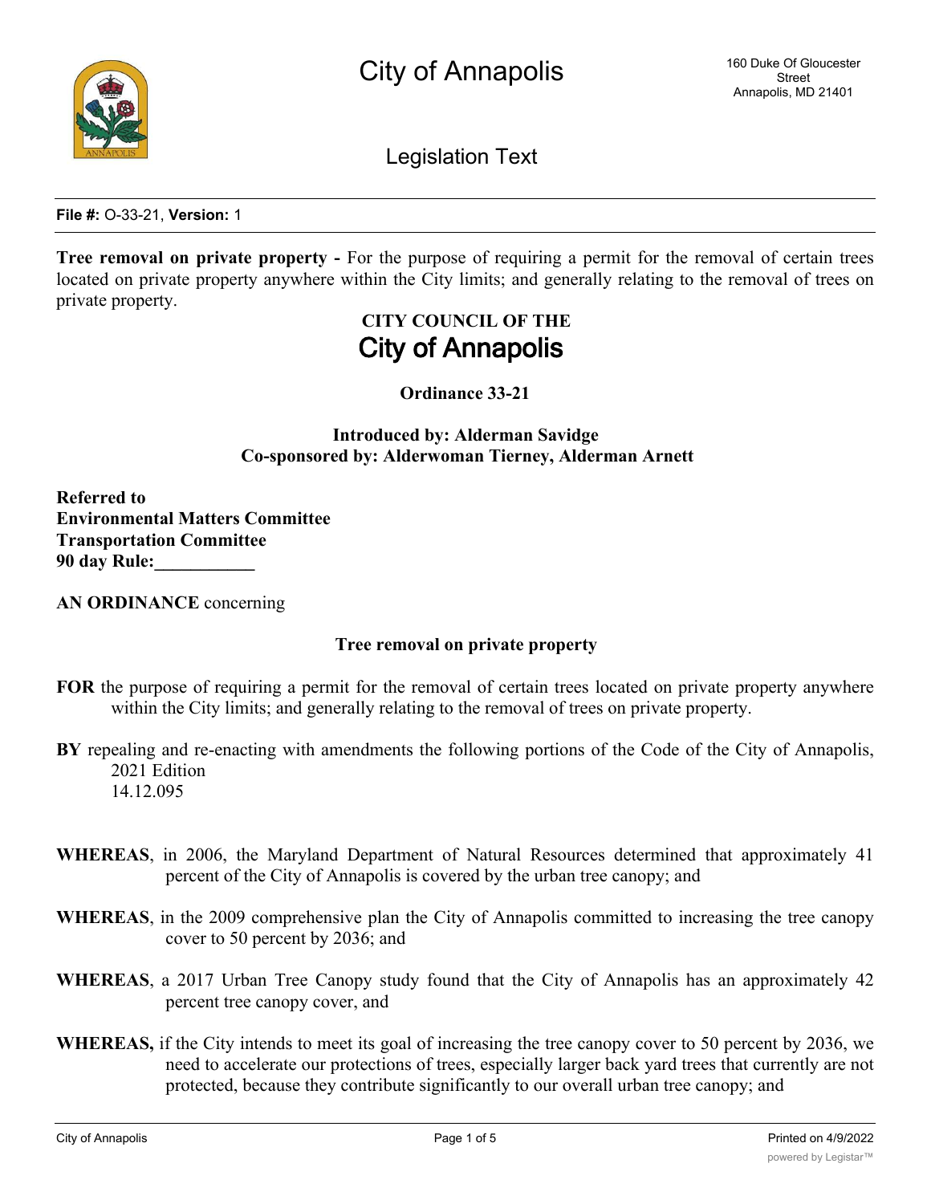# City of Annapolis

160 Duke Of Gloucester Street
Annapolis, MD 21401

## Legislation Text

**File #:** O-33-21, **Version:** 1

**Tree removal on private property -** For the purpose of requiring a permit for the removal of certain trees located on private property anywhere within the City limits; and generally relating to the removal of trees on private property.

**CITY COUNCIL OF THE**
**City of Annapolis**

**Ordinance 33-21**

**Introduced by: Alderman Savidge**
**Co-sponsored by: Alderwoman Tierney, Alderman Arnett**

**Referred to**
**Environmental Matters Committee**
**Transportation Committee**
**90 day Rule:___________**

**AN ORDINANCE** concerning

**Tree removal on private property**

**FOR** the purpose of requiring a permit for the removal of certain trees located on private property anywhere within the City limits; and generally relating to the removal of trees on private property.

**BY** repealing and re-enacting with amendments the following portions of the Code of the City of Annapolis, 2021 Edition
14.12.095

**WHEREAS**, in 2006, the Maryland Department of Natural Resources determined that approximately 41 percent of the City of Annapolis is covered by the urban tree canopy; and

**WHEREAS**, in the 2009 comprehensive plan the City of Annapolis committed to increasing the tree canopy cover to 50 percent by 2036; and

**WHEREAS**, a 2017 Urban Tree Canopy study found that the City of Annapolis has an approximately 42 percent tree canopy cover, and

**WHEREAS,** if the City intends to meet its goal of increasing the tree canopy cover to 50 percent by 2036, we need to accelerate our protections of trees, especially larger back yard trees that currently are not protected, because they contribute significantly to our overall urban tree canopy; and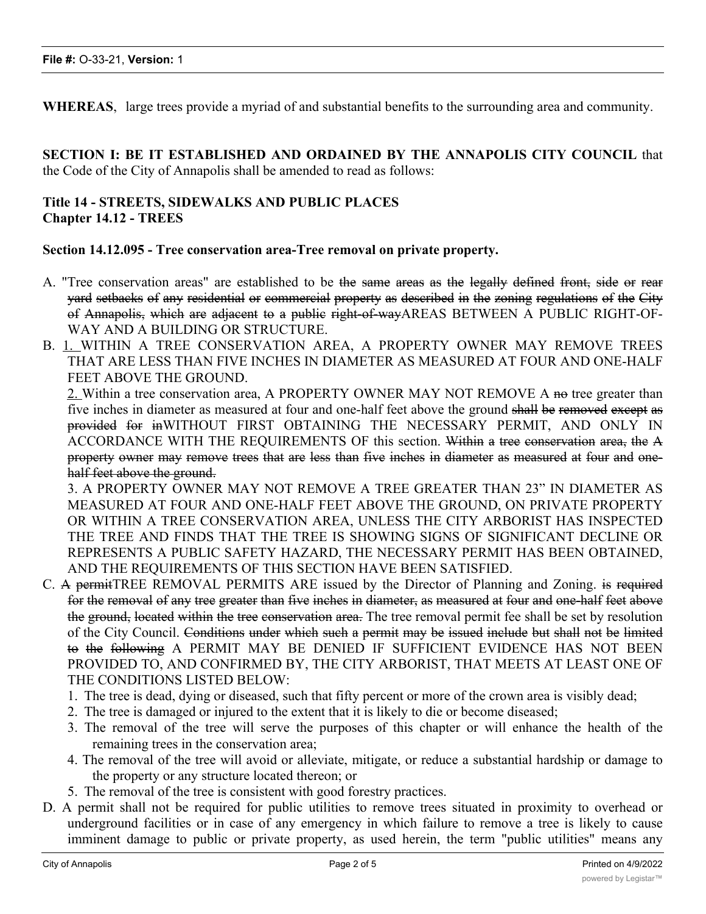**WHEREAS**, large trees provide a myriad of and substantial benefits to the surrounding area and community.

**SECTION I: BE IT ESTABLISHED AND ORDAINED BY THE ANNAPOLIS CITY COUNCIL** that the Code of the City of Annapolis shall be amended to read as follows:

**Title 14 - STREETS, SIDEWALKS AND PUBLIC PLACES**
**Chapter 14.12 - TREES**

**Section 14.12.095 - Tree conservation area-Tree removal on private property.**

A. "Tree conservation areas" are established to be ~~the same areas as the legally defined front, side or rear yard setbacks of any residential or commercial property as described in the zoning regulations of the City of Annapolis, which are adjacent to a public right-of-way~~AREAS BETWEEN A PUBLIC RIGHT-OF-WAY AND A BUILDING OR STRUCTURE.

B. 1. WITHIN A TREE CONSERVATION AREA, A PROPERTY OWNER MAY REMOVE TREES THAT ARE LESS THAN FIVE INCHES IN DIAMETER AS MEASURED AT FOUR AND ONE-HALF FEET ABOVE THE GROUND.

2. Within a tree conservation area, A PROPERTY OWNER MAY NOT REMOVE A ~~no~~ tree greater than five inches in diameter as measured at four and one-half feet above the ground ~~shall be removed except as provided for in~~WITHOUT FIRST OBTAINING THE NECESSARY PERMIT, AND ONLY IN ACCORDANCE WITH THE REQUIREMENTS OF this section. ~~Within a tree conservation area, the A property owner may remove trees that are less than five inches in diameter as measured at four and one-half feet above the ground.~~

3. A PROPERTY OWNER MAY NOT REMOVE A TREE GREATER THAN 23" IN DIAMETER AS MEASURED AT FOUR AND ONE-HALF FEET ABOVE THE GROUND, ON PRIVATE PROPERTY OR WITHIN A TREE CONSERVATION AREA, UNLESS THE CITY ARBORIST HAS INSPECTED THE TREE AND FINDS THAT THE TREE IS SHOWING SIGNS OF SIGNIFICANT DECLINE OR REPRESENTS A PUBLIC SAFETY HAZARD, THE NECESSARY PERMIT HAS BEEN OBTAINED, AND THE REQUIREMENTS OF THIS SECTION HAVE BEEN SATISFIED.

C. ~~A permit~~TREE REMOVAL PERMITS ARE issued by the Director of Planning and Zoning. ~~is required for the removal of any tree greater than five inches in diameter, as measured at four and one-half feet above the ground, located within the tree conservation area.~~ The tree removal permit fee shall be set by resolution of the City Council. ~~Conditions under which such a permit may be issued include but shall not be limited to the following~~ A PERMIT MAY BE DENIED IF SUFFICIENT EVIDENCE HAS NOT BEEN PROVIDED TO, AND CONFIRMED BY, THE CITY ARBORIST, THAT MEETS AT LEAST ONE OF THE CONDITIONS LISTED BELOW:

1. The tree is dead, dying or diseased, such that fifty percent or more of the crown area is visibly dead;
2. The tree is damaged or injured to the extent that it is likely to die or become diseased;
3. The removal of the tree will serve the purposes of this chapter or will enhance the health of the remaining trees in the conservation area;
4. The removal of the tree will avoid or alleviate, mitigate, or reduce a substantial hardship or damage to the property or any structure located thereon; or
5. The removal of the tree is consistent with good forestry practices.

D. A permit shall not be required for public utilities to remove trees situated in proximity to overhead or underground facilities or in case of any emergency in which failure to remove a tree is likely to cause imminent damage to public or private property, as used herein, the term "public utilities" means any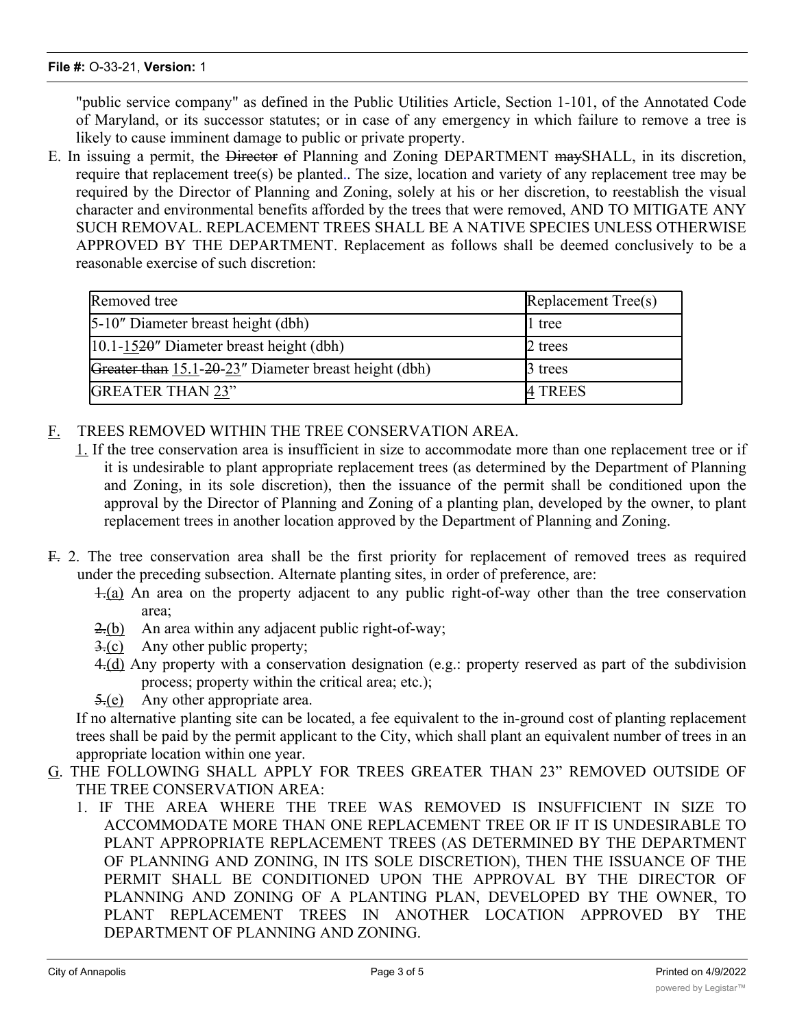"public service company" as defined in the Public Utilities Article, Section 1-101, of the Annotated Code of Maryland, or its successor statutes; or in case of any emergency in which failure to remove a tree is likely to cause imminent damage to public or private property.

E. In issuing a permit, the ~~Director~~ ~~o~~f Planning and Zoning DEPARTMENT ~~may~~SHALL, in its discretion, require that replacement tree(s) be planted.. The size, location and variety of any replacement tree may be required by the Director of Planning and Zoning, solely at his or her discretion, to reestablish the visual character and environmental benefits afforded by the trees that were removed, AND TO MITIGATE ANY SUCH REMOVAL. REPLACEMENT TREES SHALL BE A NATIVE SPECIES UNLESS OTHERWISE APPROVED BY THE DEPARTMENT. Replacement as follows shall be deemed conclusively to be a reasonable exercise of such discretion:

| Removed tree | Replacement Tree(s) |
|---|---|
| 5-10″ Diameter breast height (dbh) | 1 tree |
| 10.1-15~~20~~″ Diameter breast height (dbh) | 2 trees |
| ~~Greater than~~ 15.1-~~20~~-23″ Diameter breast height (dbh) | 3 trees |
| GREATER THAN 23" | 4 TREES |

F. TREES REMOVED WITHIN THE TREE CONSERVATION AREA.

1. If the tree conservation area is insufficient in size to accommodate more than one replacement tree or if it is undesirable to plant appropriate replacement trees (as determined by the Department of Planning and Zoning, in its sole discretion), then the issuance of the permit shall be conditioned upon the approval by the Director of Planning and Zoning of a planting plan, developed by the owner, to plant replacement trees in another location approved by the Department of Planning and Zoning.

~~F.~~ 2. The tree conservation area shall be the first priority for replacement of removed trees as required under the preceding subsection. Alternate planting sites, in order of preference, are:

~~1.~~(a) An area on the property adjacent to any public right-of-way other than the tree conservation area;

~~2.~~(b) An area within any adjacent public right-of-way;

~~3.~~(c) Any other public property;

~~4.~~(d) Any property with a conservation designation (e.g.: property reserved as part of the subdivision process; property within the critical area; etc.);

~~5.~~(e) Any other appropriate area.

If no alternative planting site can be located, a fee equivalent to the in-ground cost of planting replacement trees shall be paid by the permit applicant to the City, which shall plant an equivalent number of trees in an appropriate location within one year.

G. THE FOLLOWING SHALL APPLY FOR TREES GREATER THAN 23" REMOVED OUTSIDE OF THE TREE CONSERVATION AREA:

1. IF THE AREA WHERE THE TREE WAS REMOVED IS INSUFFICIENT IN SIZE TO ACCOMMODATE MORE THAN ONE REPLACEMENT TREE OR IF IT IS UNDESIRABLE TO PLANT APPROPRIATE REPLACEMENT TREES (AS DETERMINED BY THE DEPARTMENT OF PLANNING AND ZONING, IN ITS SOLE DISCRETION), THEN THE ISSUANCE OF THE PERMIT SHALL BE CONDITIONED UPON THE APPROVAL BY THE DIRECTOR OF PLANNING AND ZONING OF A PLANTING PLAN, DEVELOPED BY THE OWNER, TO PLANT REPLACEMENT TREES IN ANOTHER LOCATION APPROVED BY THE DEPARTMENT OF PLANNING AND ZONING.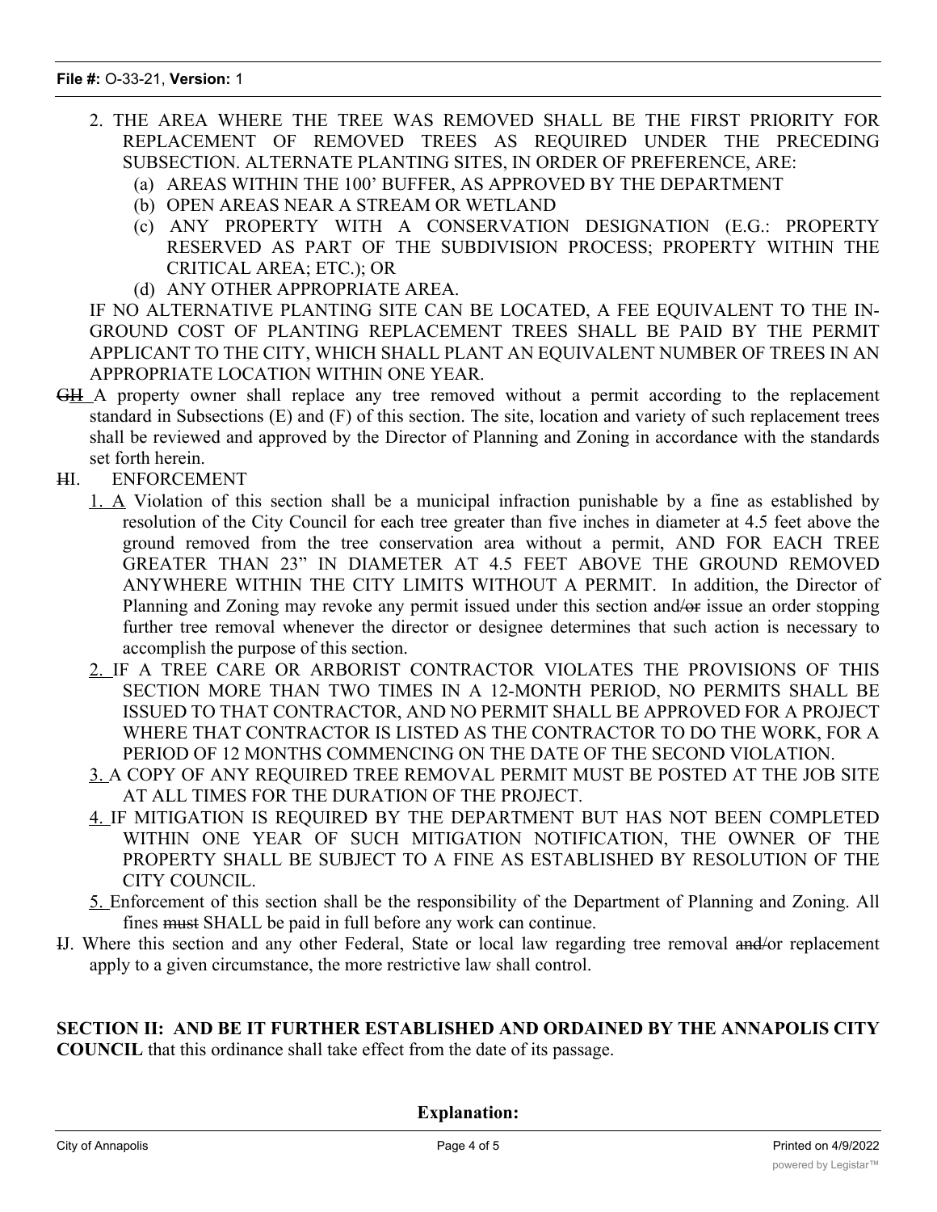2. THE AREA WHERE THE TREE WAS REMOVED SHALL BE THE FIRST PRIORITY FOR REPLACEMENT OF REMOVED TREES AS REQUIRED UNDER THE PRECEDING SUBSECTION. ALTERNATE PLANTING SITES, IN ORDER OF PREFERENCE, ARE:
   - (a) AREAS WITHIN THE 100' BUFFER, AS APPROVED BY THE DEPARTMENT
   - (b) OPEN AREAS NEAR A STREAM OR WETLAND
   - (c) ANY PROPERTY WITH A CONSERVATION DESIGNATION (E.G.: PROPERTY RESERVED AS PART OF THE SUBDIVISION PROCESS; PROPERTY WITHIN THE CRITICAL AREA; ETC.); OR
   - (d) ANY OTHER APPROPRIATE AREA.

IF NO ALTERNATIVE PLANTING SITE CAN BE LOCATED, A FEE EQUIVALENT TO THE IN-GROUND COST OF PLANTING REPLACEMENT TREES SHALL BE PAID BY THE PERMIT APPLICANT TO THE CITY, WHICH SHALL PLANT AN EQUIVALENT NUMBER OF TREES IN AN APPROPRIATE LOCATION WITHIN ONE YEAR.

~~G~~H A property owner shall replace any tree removed without a permit according to the replacement standard in Subsections (E) and (F) of this section. The site, location and variety of such replacement trees shall be reviewed and approved by the Director of Planning and Zoning in accordance with the standards set forth herein.

~~H~~I. ENFORCEMENT

1. A Violation of this section shall be a municipal infraction punishable by a fine as established by resolution of the City Council for each tree greater than five inches in diameter at 4.5 feet above the ground removed from the tree conservation area without a permit, AND FOR EACH TREE GREATER THAN 23" IN DIAMETER AT 4.5 FEET ABOVE THE GROUND REMOVED ANYWHERE WITHIN THE CITY LIMITS WITHOUT A PERMIT. In addition, the Director of Planning and Zoning may revoke any permit issued under this section and~~/or~~ issue an order stopping further tree removal whenever the director or designee determines that such action is necessary to accomplish the purpose of this section.
2. IF A TREE CARE OR ARBORIST CONTRACTOR VIOLATES THE PROVISIONS OF THIS SECTION MORE THAN TWO TIMES IN A 12-MONTH PERIOD, NO PERMITS SHALL BE ISSUED TO THAT CONTRACTOR, AND NO PERMIT SHALL BE APPROVED FOR A PROJECT WHERE THAT CONTRACTOR IS LISTED AS THE CONTRACTOR TO DO THE WORK, FOR A PERIOD OF 12 MONTHS COMMENCING ON THE DATE OF THE SECOND VIOLATION.
3. A COPY OF ANY REQUIRED TREE REMOVAL PERMIT MUST BE POSTED AT THE JOB SITE AT ALL TIMES FOR THE DURATION OF THE PROJECT.
4. IF MITIGATION IS REQUIRED BY THE DEPARTMENT BUT HAS NOT BEEN COMPLETED WITHIN ONE YEAR OF SUCH MITIGATION NOTIFICATION, THE OWNER OF THE PROPERTY SHALL BE SUBJECT TO A FINE AS ESTABLISHED BY RESOLUTION OF THE CITY COUNCIL.
5. Enforcement of this section shall be the responsibility of the Department of Planning and Zoning. All fines ~~must~~ SHALL be paid in full before any work can continue.

~~I~~J. Where this section and any other Federal, State or local law regarding tree removal ~~and/~~or replacement apply to a given circumstance, the more restrictive law shall control.

**SECTION II: AND BE IT FURTHER ESTABLISHED AND ORDAINED BY THE ANNAPOLIS CITY COUNCIL** that this ordinance shall take effect from the date of its passage.

**Explanation:**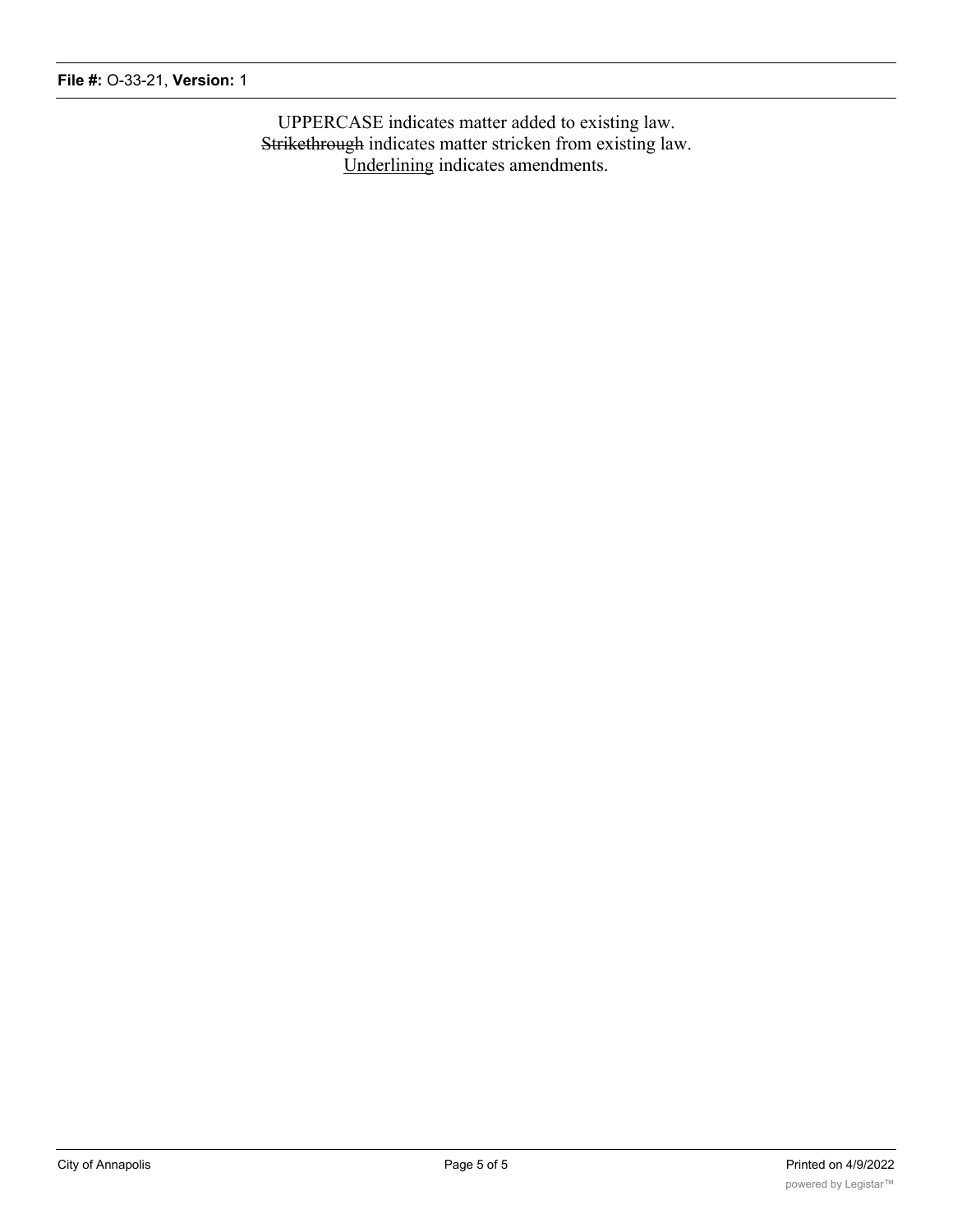UPPERCASE indicates matter added to existing law.
~~Strikethrough~~ indicates matter stricken from existing law.
<u>Underlining</u> indicates amendments.